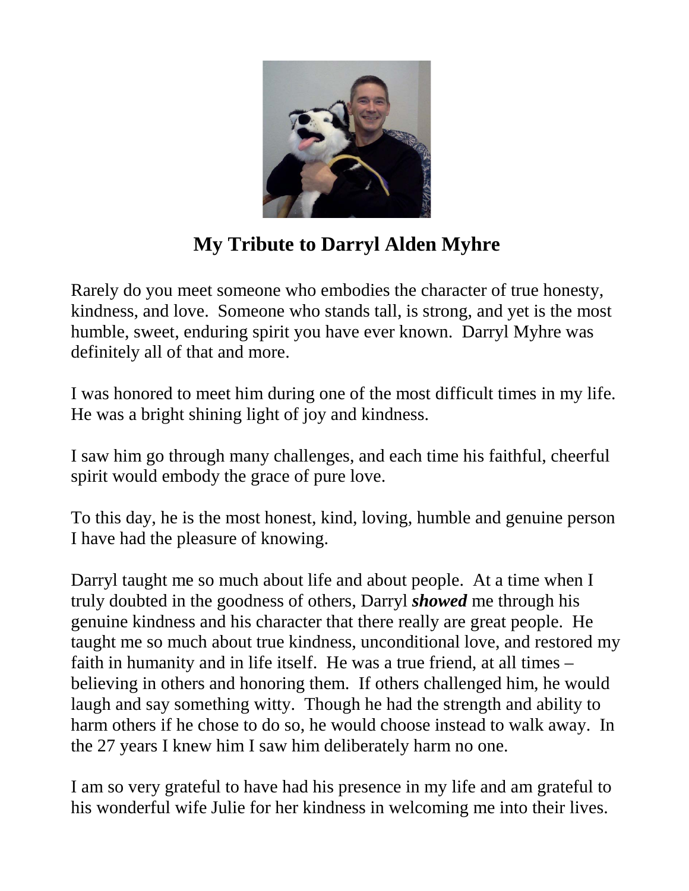# My Tribute to Darryl Alden Myhre

Rarely do you meet someone who embodies the character of true honesty, kindness, and love. Someone who stands tall, is strong, and yet is the most humble, sweet, enduring spirit you have ever known. Darryl Myhre was definitely all of that and more.

I was honored to meet him during one of the most difficult times in my life. He was a bright shining light of joy and kindness.

I saw him go through many challenges, and each time his faithful, cheerful spirit would embody the grace of pure love.

To this day, he is the most honest, kind, loving, humble and genuine person I have had the pleasure of knowing.

Darryl taught me so much about life and about people. At a time when I truly doubted in the goodness of others, Darryl ***showed*** me through his genuine kindness and his character that there really are great people. He taught me so much about true kindness, unconditional love, and restored my faith in humanity and in life itself. He was a true friend, at all times – believing in others and honoring them. If others challenged him, he would laugh and say something witty. Though he had the strength and ability to harm others if he chose to do so, he would choose instead to walk away. In the 27 years I knew him I saw him deliberately harm no one.

I am so very grateful to have had his presence in my life and am grateful to his wonderful wife Julie for her kindness in welcoming me into their lives.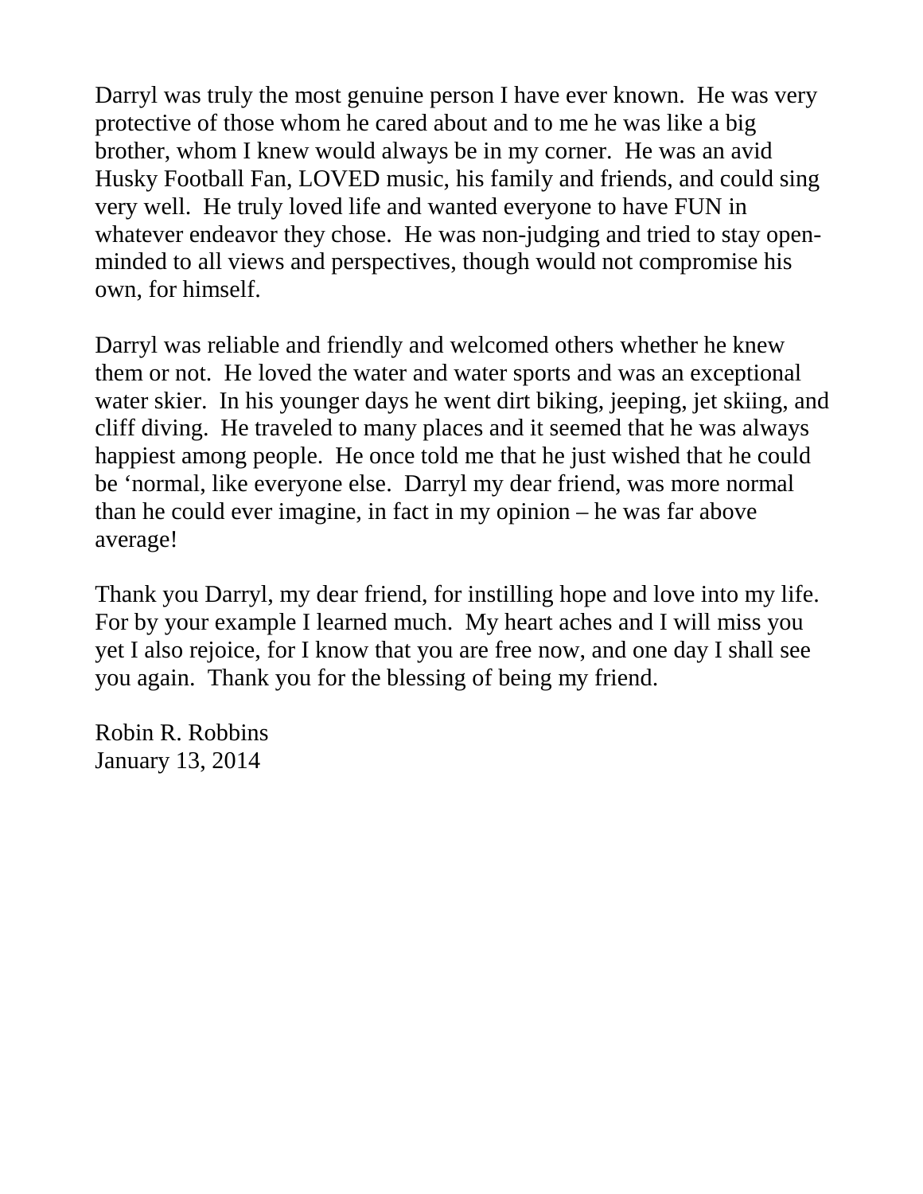Darryl was truly the most genuine person I have ever known. He was very protective of those whom he cared about and to me he was like a big brother, whom I knew would always be in my corner. He was an avid Husky Football Fan, LOVED music, his family and friends, and could sing very well. He truly loved life and wanted everyone to have FUN in whatever endeavor they chose. He was non-judging and tried to stay open-minded to all views and perspectives, though would not compromise his own, for himself.

Darryl was reliable and friendly and welcomed others whether he knew them or not. He loved the water and water sports and was an exceptional water skier. In his younger days he went dirt biking, jeeping, jet skiing, and cliff diving. He traveled to many places and it seemed that he was always happiest among people. He once told me that he just wished that he could be ‘normal, like everyone else. Darryl my dear friend, was more normal than he could ever imagine, in fact in my opinion – he was far above average!

Thank you Darryl, my dear friend, for instilling hope and love into my life. For by your example I learned much. My heart aches and I will miss you yet I also rejoice, for I know that you are free now, and one day I shall see you again. Thank you for the blessing of being my friend.

Robin R. Robbins
January 13, 2014